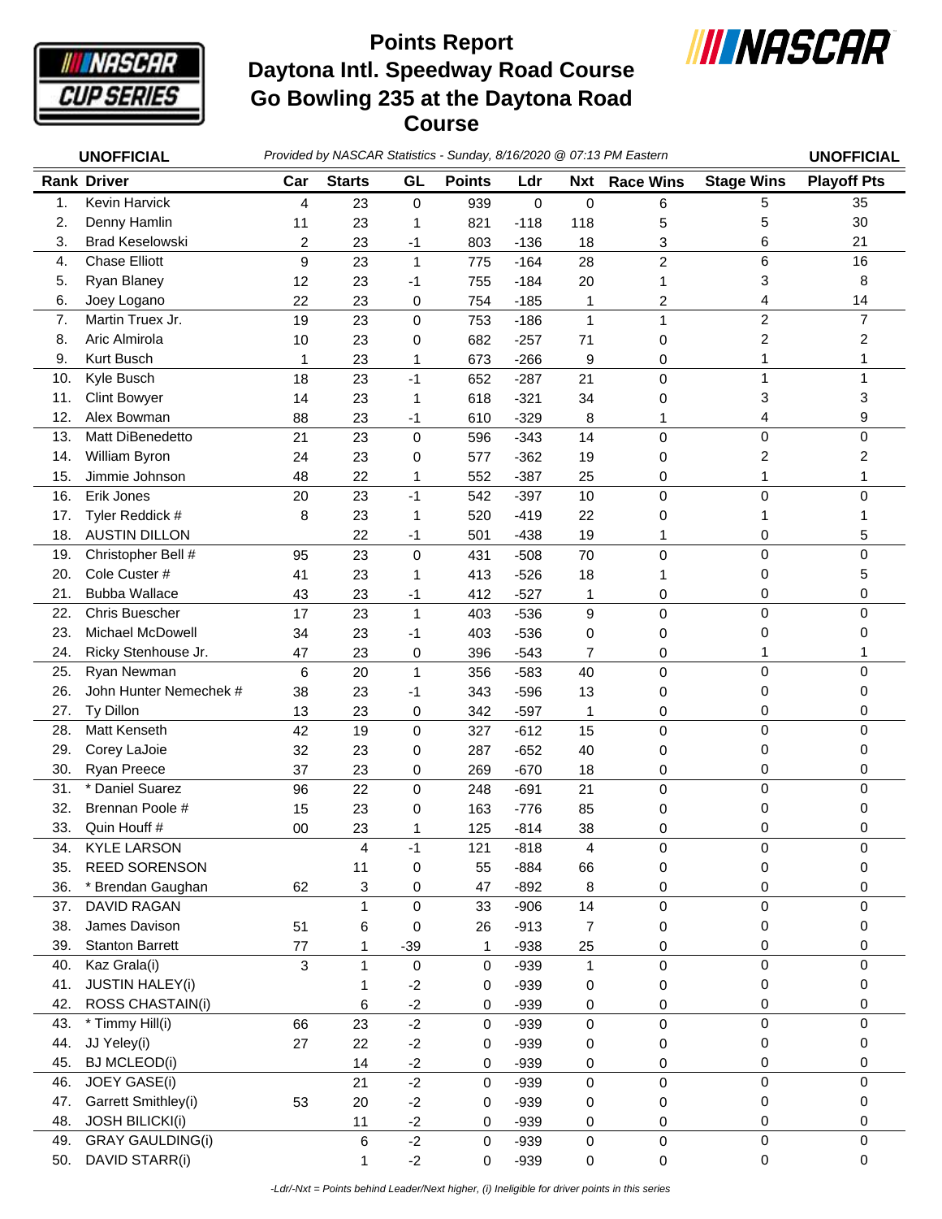# Points Report
# Daytona Intl. Speedway Road Course
# Go Bowling 235 at the Daytona Road Course

**UNOFFICIAL** *Provided by NASCAR Statistics - Sunday, 8/16/2020 @ 07:13 PM Eastern* **UNOFFICIAL**

| Rank | Driver | Car | Starts | GL | Points | Ldr | Nxt | Race Wins | Stage Wins | Playoff Pts |
|---|---|---|---|---|---|---|---|---|---|---|
| 1. | Kevin Harvick | 4 | 23 | 0 | 939 | 0 | 0 | 6 | 5 | 35 |
| 2. | Denny Hamlin | 11 | 23 | 1 | 821 | -118 | 118 | 5 | 5 | 30 |
| 3. | Brad Keselowski | 2 | 23 | -1 | 803 | -136 | 18 | 3 | 6 | 21 |
| 4. | Chase Elliott | 9 | 23 | 1 | 775 | -164 | 28 | 2 | 6 | 16 |
| 5. | Ryan Blaney | 12 | 23 | -1 | 755 | -184 | 20 | 1 | 3 | 8 |
| 6. | Joey Logano | 22 | 23 | 0 | 754 | -185 | 1 | 2 | 4 | 14 |
| 7. | Martin Truex Jr. | 19 | 23 | 0 | 753 | -186 | 1 | 1 | 2 | 7 |
| 8. | Aric Almirola | 10 | 23 | 0 | 682 | -257 | 71 | 0 | 2 | 2 |
| 9. | Kurt Busch | 1 | 23 | 1 | 673 | -266 | 9 | 0 | 1 | 1 |
| 10. | Kyle Busch | 18 | 23 | -1 | 652 | -287 | 21 | 0 | 1 | 1 |
| 11. | Clint Bowyer | 14 | 23 | 1 | 618 | -321 | 34 | 0 | 3 | 3 |
| 12. | Alex Bowman | 88 | 23 | -1 | 610 | -329 | 8 | 1 | 4 | 9 |
| 13. | Matt DiBenedetto | 21 | 23 | 0 | 596 | -343 | 14 | 0 | 0 | 0 |
| 14. | William Byron | 24 | 23 | 0 | 577 | -362 | 19 | 0 | 2 | 2 |
| 15. | Jimmie Johnson | 48 | 22 | 1 | 552 | -387 | 25 | 0 | 1 | 1 |
| 16. | Erik Jones | 20 | 23 | -1 | 542 | -397 | 10 | 0 | 0 | 0 |
| 17. | Tyler Reddick # | 8 | 23 | 1 | 520 | -419 | 22 | 0 | 1 | 1 |
| 18. | AUSTIN DILLON | | 22 | -1 | 501 | -438 | 19 | 1 | 0 | 5 |
| 19. | Christopher Bell # | 95 | 23 | 0 | 431 | -508 | 70 | 0 | 0 | 0 |
| 20. | Cole Custer # | 41 | 23 | 1 | 413 | -526 | 18 | 1 | 0 | 5 |
| 21. | Bubba Wallace | 43 | 23 | -1 | 412 | -527 | 1 | 0 | 0 | 0 |
| 22. | Chris Buescher | 17 | 23 | 1 | 403 | -536 | 9 | 0 | 0 | 0 |
| 23. | Michael McDowell | 34 | 23 | -1 | 403 | -536 | 0 | 0 | 0 | 0 |
| 24. | Ricky Stenhouse Jr. | 47 | 23 | 0 | 396 | -543 | 7 | 0 | 1 | 1 |
| 25. | Ryan Newman | 6 | 20 | 1 | 356 | -583 | 40 | 0 | 0 | 0 |
| 26. | John Hunter Nemechek # | 38 | 23 | -1 | 343 | -596 | 13 | 0 | 0 | 0 |
| 27. | Ty Dillon | 13 | 23 | 0 | 342 | -597 | 1 | 0 | 0 | 0 |
| 28. | Matt Kenseth | 42 | 19 | 0 | 327 | -612 | 15 | 0 | 0 | 0 |
| 29. | Corey LaJoie | 32 | 23 | 0 | 287 | -652 | 40 | 0 | 0 | 0 |
| 30. | Ryan Preece | 37 | 23 | 0 | 269 | -670 | 18 | 0 | 0 | 0 |
| 31. | * Daniel Suarez | 96 | 22 | 0 | 248 | -691 | 21 | 0 | 0 | 0 |
| 32. | Brennan Poole # | 15 | 23 | 0 | 163 | -776 | 85 | 0 | 0 | 0 |
| 33. | Quin Houff # | 00 | 23 | 1 | 125 | -814 | 38 | 0 | 0 | 0 |
| 34. | KYLE LARSON | | 4 | -1 | 121 | -818 | 4 | 0 | 0 | 0 |
| 35. | REED SORENSON | | 11 | 0 | 55 | -884 | 66 | 0 | 0 | 0 |
| 36. | * Brendan Gaughan | 62 | 3 | 0 | 47 | -892 | 8 | 0 | 0 | 0 |
| 37. | DAVID RAGAN | | 1 | 0 | 33 | -906 | 14 | 0 | 0 | 0 |
| 38. | James Davison | 51 | 6 | 0 | 26 | -913 | 7 | 0 | 0 | 0 |
| 39. | Stanton Barrett | 77 | 1 | -39 | 1 | -938 | 25 | 0 | 0 | 0 |
| 40. | Kaz Grala(i) | 3 | 1 | 0 | 0 | -939 | 1 | 0 | 0 | 0 |
| 41. | JUSTIN HALEY(i) | | 1 | -2 | 0 | -939 | 0 | 0 | 0 | 0 |
| 42. | ROSS CHASTAIN(i) | | 6 | -2 | 0 | -939 | 0 | 0 | 0 | 0 |
| 43. | * Timmy Hill(i) | 66 | 23 | -2 | 0 | -939 | 0 | 0 | 0 | 0 |
| 44. | JJ Yeley(i) | 27 | 22 | -2 | 0 | -939 | 0 | 0 | 0 | 0 |
| 45. | BJ MCLEOD(i) | | 14 | -2 | 0 | -939 | 0 | 0 | 0 | 0 |
| 46. | JOEY GASE(i) | | 21 | -2 | 0 | -939 | 0 | 0 | 0 | 0 |
| 47. | Garrett Smithley(i) | 53 | 20 | -2 | 0 | -939 | 0 | 0 | 0 | 0 |
| 48. | JOSH BILICKI(i) | | 11 | -2 | 0 | -939 | 0 | 0 | 0 | 0 |
| 49. | GRAY GAULDING(i) | | 6 | -2 | 0 | -939 | 0 | 0 | 0 | 0 |
| 50. | DAVID STARR(i) | | 1 | -2 | 0 | -939 | 0 | 0 | 0 | 0 |

*-Ldr/-Nxt = Points behind Leader/Next higher, (i) Ineligible for driver points in this series*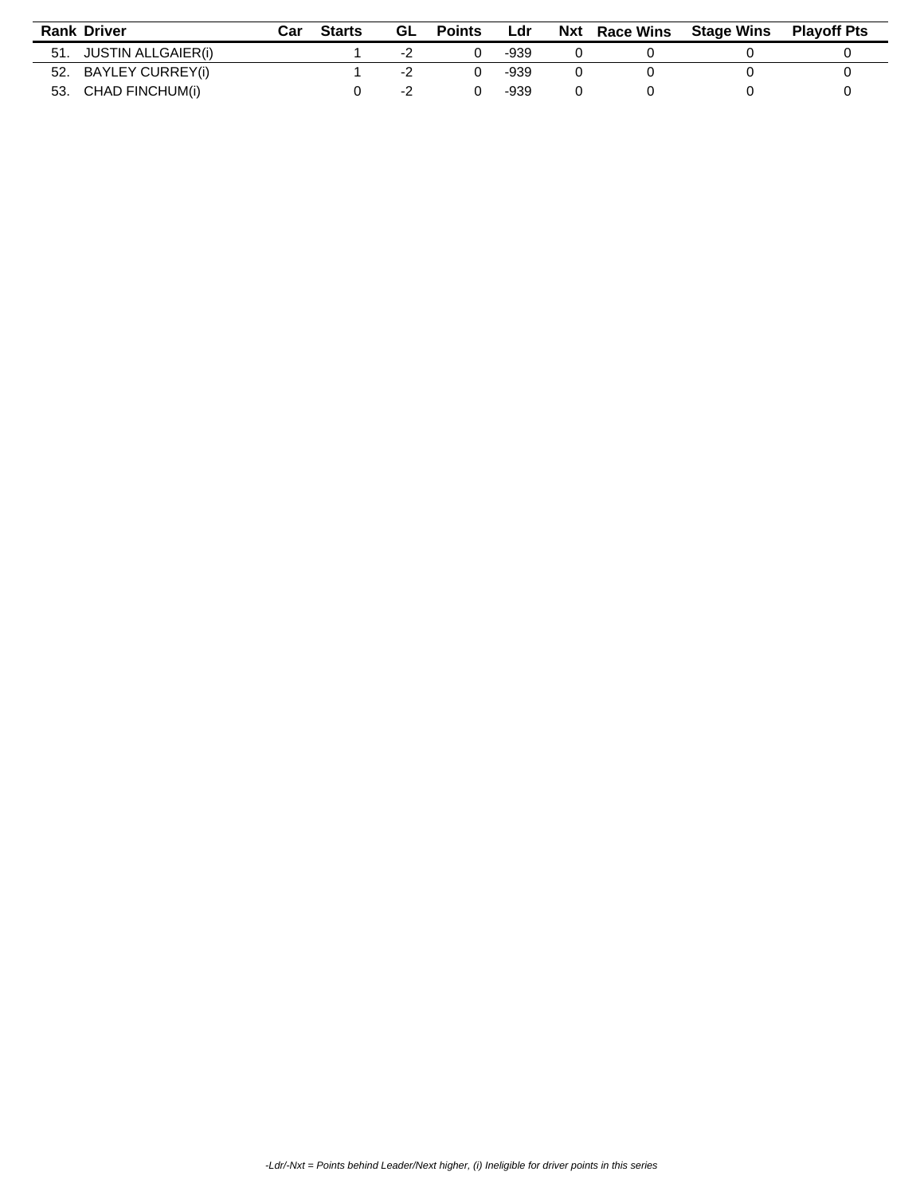| Rank | Driver | Car | Starts | GL | Points | Ldr | Nxt | Race Wins | Stage Wins | Playoff Pts |
|---|---|---|---|---|---|---|---|---|---|---|
| 51. | JUSTIN ALLGAIER(i) | | 1 | -2 | 0 | -939 | 0 | 0 | 0 | 0 |
| 52. | BAYLEY CURREY(i) | | 1 | -2 | 0 | -939 | 0 | 0 | 0 | 0 |
| 53. | CHAD FINCHUM(i) | | 0 | -2 | 0 | -939 | 0 | 0 | 0 | 0 |

*-Ldr/-Nxt = Points behind Leader/Next higher, (i) Ineligible for driver points in this series*